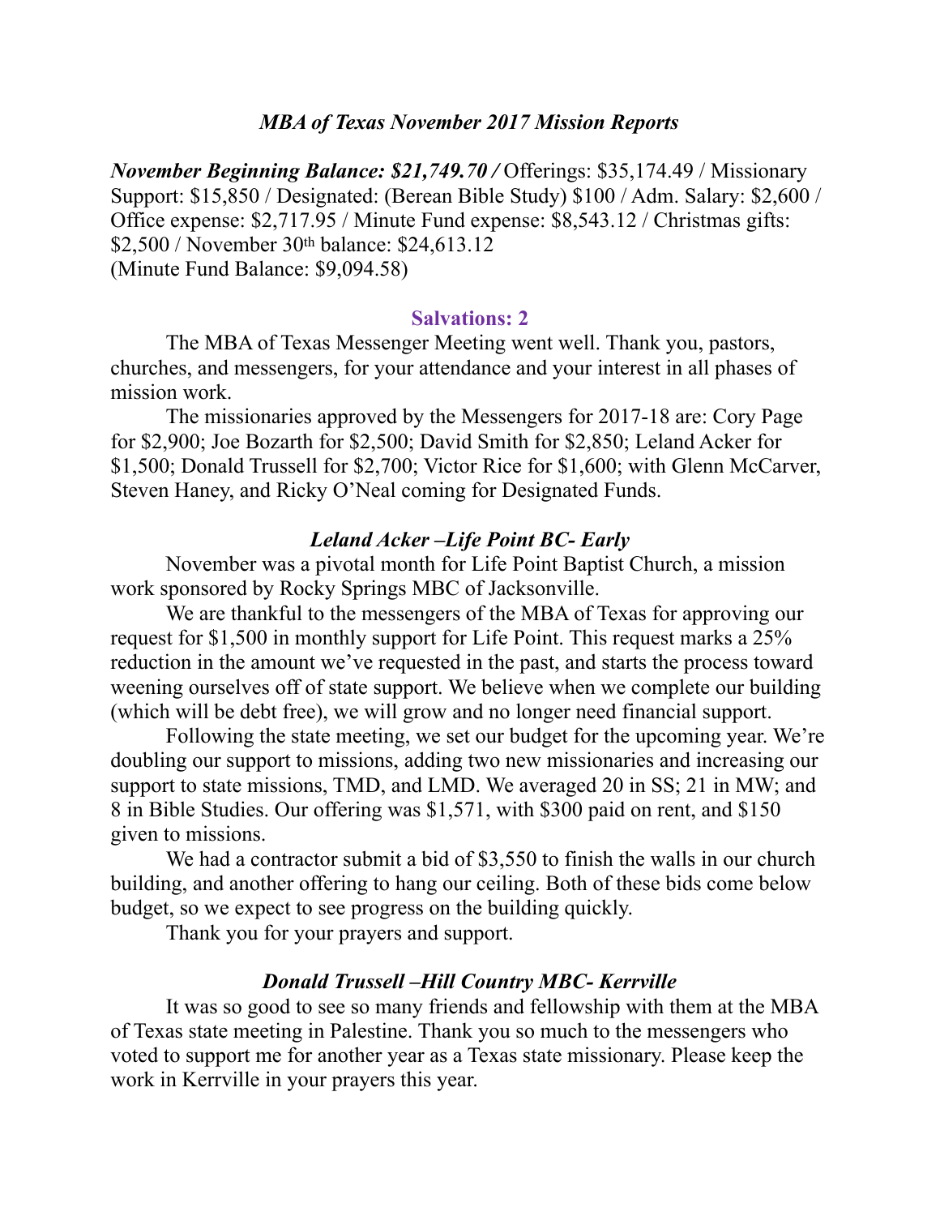## *MBA of Texas November 2017 Mission Reports*

***November Beginning Balance: $21,749.70 /*** Offerings: $35,174.49 / Missionary Support: $15,850 / Designated: (Berean Bible Study) $100 / Adm. Salary: $2,600 / Office expense: $2,717.95 / Minute Fund expense: $8,543.12 / Christmas gifts: $2,500 / November 30th balance: $24,613.12
(Minute Fund Balance: $9,094.58)

### Salvations: 2

The MBA of Texas Messenger Meeting went well. Thank you, pastors, churches, and messengers, for your attendance and your interest in all phases of mission work.

The missionaries approved by the Messengers for 2017-18 are: Cory Page for $2,900; Joe Bozarth for $2,500; David Smith for $2,850; Leland Acker for $1,500; Donald Trussell for $2,700; Victor Rice for $1,600; with Glenn McCarver, Steven Haney, and Ricky O'Neal coming for Designated Funds.

### *Leland Acker –Life Point BC- Early*

November was a pivotal month for Life Point Baptist Church, a mission work sponsored by Rocky Springs MBC of Jacksonville.

We are thankful to the messengers of the MBA of Texas for approving our request for $1,500 in monthly support for Life Point. This request marks a 25% reduction in the amount we've requested in the past, and starts the process toward weening ourselves off of state support. We believe when we complete our building (which will be debt free), we will grow and no longer need financial support.

Following the state meeting, we set our budget for the upcoming year. We're doubling our support to missions, adding two new missionaries and increasing our support to state missions, TMD, and LMD. We averaged 20 in SS; 21 in MW; and 8 in Bible Studies. Our offering was $1,571, with $300 paid on rent, and $150 given to missions.

We had a contractor submit a bid of $3,550 to finish the walls in our church building, and another offering to hang our ceiling. Both of these bids come below budget, so we expect to see progress on the building quickly.

Thank you for your prayers and support.

### *Donald Trussell –Hill Country MBC- Kerrville*

It was so good to see so many friends and fellowship with them at the MBA of Texas state meeting in Palestine. Thank you so much to the messengers who voted to support me for another year as a Texas state missionary. Please keep the work in Kerrville in your prayers this year.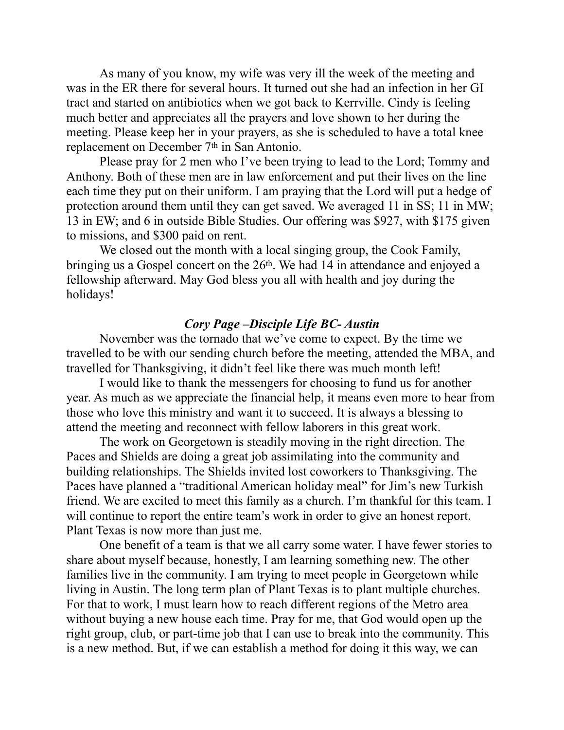As many of you know, my wife was very ill the week of the meeting and was in the ER there for several hours. It turned out she had an infection in her GI tract and started on antibiotics when we got back to Kerrville. Cindy is feeling much better and appreciates all the prayers and love shown to her during the meeting. Please keep her in your prayers, as she is scheduled to have a total knee replacement on December 7th in San Antonio.

Please pray for 2 men who I've been trying to lead to the Lord; Tommy and Anthony. Both of these men are in law enforcement and put their lives on the line each time they put on their uniform. I am praying that the Lord will put a hedge of protection around them until they can get saved. We averaged 11 in SS; 11 in MW; 13 in EW; and 6 in outside Bible Studies. Our offering was $927, with $175 given to missions, and $300 paid on rent.

We closed out the month with a local singing group, the Cook Family, bringing us a Gospel concert on the 26th. We had 14 in attendance and enjoyed a fellowship afterward. May God bless you all with health and joy during the holidays!

### *Cory Page –Disciple Life BC- Austin*

November was the tornado that we've come to expect. By the time we travelled to be with our sending church before the meeting, attended the MBA, and travelled for Thanksgiving, it didn't feel like there was much month left!

I would like to thank the messengers for choosing to fund us for another year. As much as we appreciate the financial help, it means even more to hear from those who love this ministry and want it to succeed. It is always a blessing to attend the meeting and reconnect with fellow laborers in this great work.

The work on Georgetown is steadily moving in the right direction. The Paces and Shields are doing a great job assimilating into the community and building relationships. The Shields invited lost coworkers to Thanksgiving. The Paces have planned a "traditional American holiday meal" for Jim's new Turkish friend. We are excited to meet this family as a church. I'm thankful for this team. I will continue to report the entire team's work in order to give an honest report. Plant Texas is now more than just me.

One benefit of a team is that we all carry some water. I have fewer stories to share about myself because, honestly, I am learning something new. The other families live in the community. I am trying to meet people in Georgetown while living in Austin. The long term plan of Plant Texas is to plant multiple churches. For that to work, I must learn how to reach different regions of the Metro area without buying a new house each time. Pray for me, that God would open up the right group, club, or part-time job that I can use to break into the community. This is a new method. But, if we can establish a method for doing it this way, we can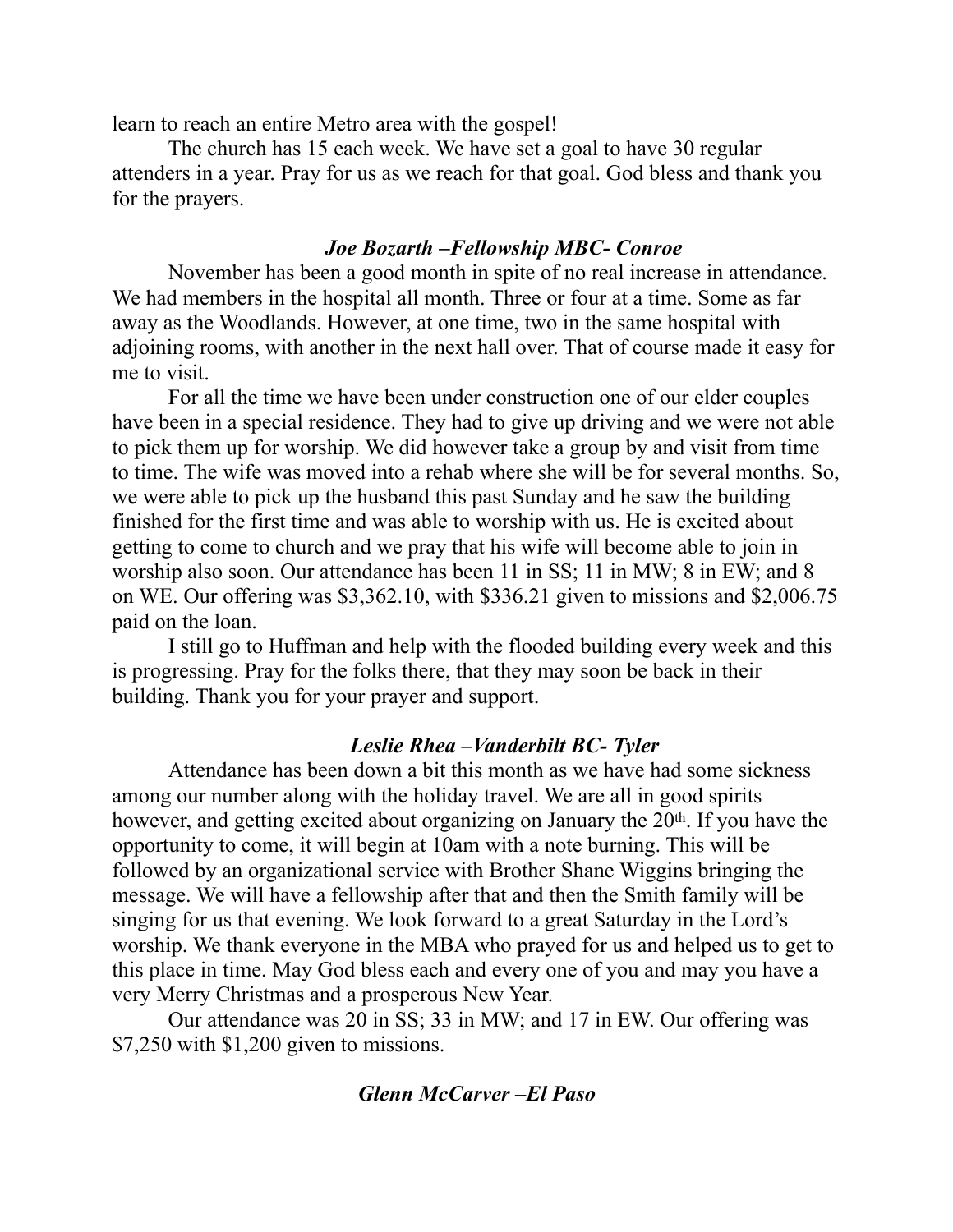learn to reach an entire Metro area with the gospel!

The church has 15 each week. We have set a goal to have 30 regular attenders in a year. Pray for us as we reach for that goal. God bless and thank you for the prayers.

### ***Joe Bozarth –Fellowship MBC- Conroe***

November has been a good month in spite of no real increase in attendance. We had members in the hospital all month. Three or four at a time. Some as far away as the Woodlands. However, at one time, two in the same hospital with adjoining rooms, with another in the next hall over. That of course made it easy for me to visit.

For all the time we have been under construction one of our elder couples have been in a special residence. They had to give up driving and we were not able to pick them up for worship. We did however take a group by and visit from time to time. The wife was moved into a rehab where she will be for several months. So, we were able to pick up the husband this past Sunday and he saw the building finished for the first time and was able to worship with us. He is excited about getting to come to church and we pray that his wife will become able to join in worship also soon. Our attendance has been 11 in SS; 11 in MW; 8 in EW; and 8 on WE. Our offering was $3,362.10, with $336.21 given to missions and $2,006.75 paid on the loan.

I still go to Huffman and help with the flooded building every week and this is progressing. Pray for the folks there, that they may soon be back in their building. Thank you for your prayer and support.

### ***Leslie Rhea –Vanderbilt BC- Tyler***

Attendance has been down a bit this month as we have had some sickness among our number along with the holiday travel. We are all in good spirits however, and getting excited about organizing on January the 20th. If you have the opportunity to come, it will begin at 10am with a note burning. This will be followed by an organizational service with Brother Shane Wiggins bringing the message. We will have a fellowship after that and then the Smith family will be singing for us that evening. We look forward to a great Saturday in the Lord's worship. We thank everyone in the MBA who prayed for us and helped us to get to this place in time. May God bless each and every one of you and may you have a very Merry Christmas and a prosperous New Year.

Our attendance was 20 in SS; 33 in MW; and 17 in EW. Our offering was $7,250 with $1,200 given to missions.

### ***Glenn McCarver –El Paso***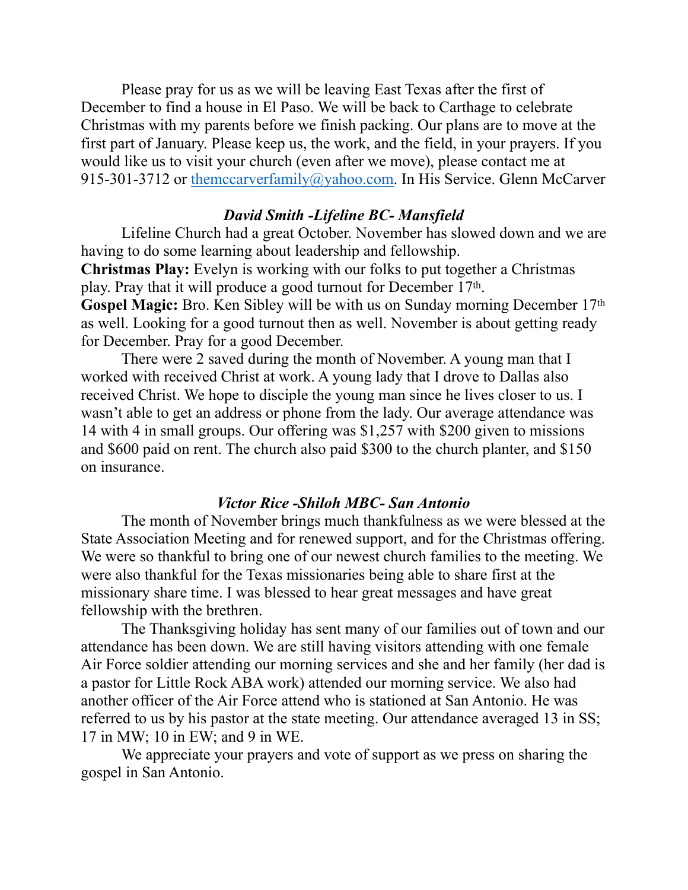Please pray for us as we will be leaving East Texas after the first of December to find a house in El Paso. We will be back to Carthage to celebrate Christmas with my parents before we finish packing. Our plans are to move at the first part of January. Please keep us, the work, and the field, in your prayers. If you would like us to visit your church (even after we move), please contact me at 915-301-3712 or themccarverfamily@yahoo.com. In His Service. Glenn McCarver

### *David Smith -Lifeline BC- Mansfield*

Lifeline Church had a great October. November has slowed down and we are having to do some learning about leadership and fellowship.

**Christmas Play:** Evelyn is working with our folks to put together a Christmas play. Pray that it will produce a good turnout for December 17th.

**Gospel Magic:** Bro. Ken Sibley will be with us on Sunday morning December 17th as well. Looking for a good turnout then as well. November is about getting ready for December. Pray for a good December.

There were 2 saved during the month of November. A young man that I worked with received Christ at work. A young lady that I drove to Dallas also received Christ. We hope to disciple the young man since he lives closer to us. I wasn't able to get an address or phone from the lady. Our average attendance was 14 with 4 in small groups. Our offering was $1,257 with $200 given to missions and $600 paid on rent. The church also paid $300 to the church planter, and $150 on insurance.

### *Victor Rice -Shiloh MBC- San Antonio*

The month of November brings much thankfulness as we were blessed at the State Association Meeting and for renewed support, and for the Christmas offering. We were so thankful to bring one of our newest church families to the meeting. We were also thankful for the Texas missionaries being able to share first at the missionary share time. I was blessed to hear great messages and have great fellowship with the brethren.

The Thanksgiving holiday has sent many of our families out of town and our attendance has been down. We are still having visitors attending with one female Air Force soldier attending our morning services and she and her family (her dad is a pastor for Little Rock ABA work) attended our morning service. We also had another officer of the Air Force attend who is stationed at San Antonio. He was referred to us by his pastor at the state meeting. Our attendance averaged 13 in SS; 17 in MW; 10 in EW; and 9 in WE.

We appreciate your prayers and vote of support as we press on sharing the gospel in San Antonio.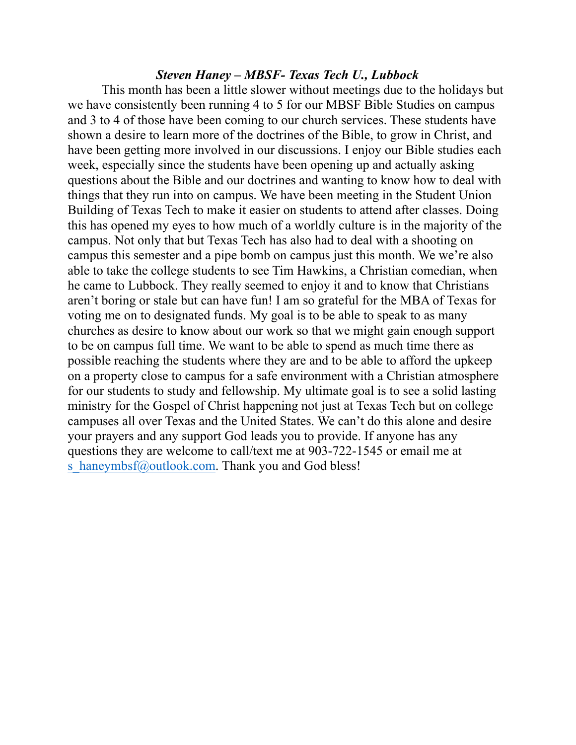***Steven Haney – MBSF- Texas Tech U., Lubbock***

This month has been a little slower without meetings due to the holidays but we have consistently been running 4 to 5 for our MBSF Bible Studies on campus and 3 to 4 of those have been coming to our church services. These students have shown a desire to learn more of the doctrines of the Bible, to grow in Christ, and have been getting more involved in our discussions. I enjoy our Bible studies each week, especially since the students have been opening up and actually asking questions about the Bible and our doctrines and wanting to know how to deal with things that they run into on campus. We have been meeting in the Student Union Building of Texas Tech to make it easier on students to attend after classes. Doing this has opened my eyes to how much of a worldly culture is in the majority of the campus. Not only that but Texas Tech has also had to deal with a shooting on campus this semester and a pipe bomb on campus just this month. We we're also able to take the college students to see Tim Hawkins, a Christian comedian, when he came to Lubbock. They really seemed to enjoy it and to know that Christians aren't boring or stale but can have fun! I am so grateful for the MBA of Texas for voting me on to designated funds. My goal is to be able to speak to as many churches as desire to know about our work so that we might gain enough support to be on campus full time. We want to be able to spend as much time there as possible reaching the students where they are and to be able to afford the upkeep on a property close to campus for a safe environment with a Christian atmosphere for our students to study and fellowship. My ultimate goal is to see a solid lasting ministry for the Gospel of Christ happening not just at Texas Tech but on college campuses all over Texas and the United States. We can't do this alone and desire your prayers and any support God leads you to provide. If anyone has any questions they are welcome to call/text me at 903-722-1545 or email me at s_haneymbsf@outlook.com. Thank you and God bless!